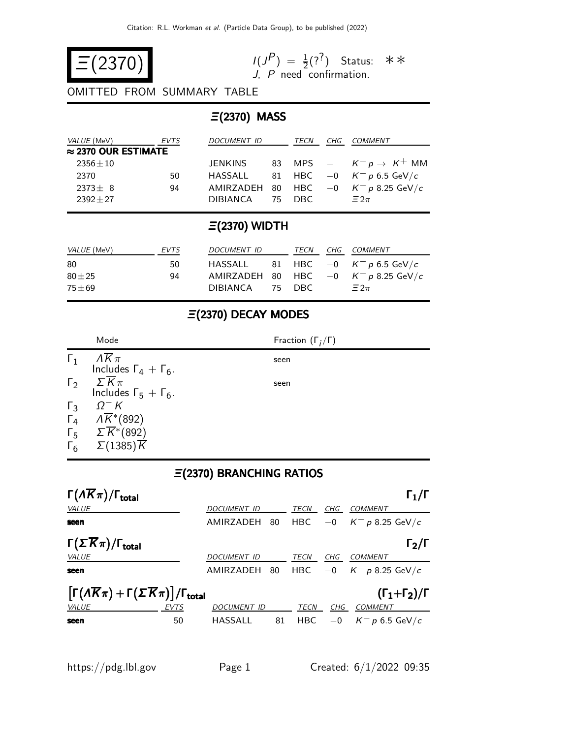# $\Xi(2370)$

$I(J^P) = \frac{1}{2}(?^?)$ Status: ∗∗
$J$, $P$ need confirmation.

OMITTED FROM SUMMARY TABLE

## $\Xi(2370)$ MASS

| VALUE (MeV) | EVTS | DOCUMENT ID | | TECN | CHG | COMMENT |
|---|---|---|---|---|---|---|
| **≈ 2370 OUR ESTIMATE** | | | | | | |
| $2356 \pm 10$ | | JENKINS | 83 | MPS | $-$ | $K^- p \rightarrow K^+$ MM |
| 2370 | 50 | HASSALL | 81 | HBC | $-0$ | $K^- p$ 6.5 GeV/$c$ |
| $2373 \pm 8$ | 94 | AMIRZADEH | 80 | HBC | $-0$ | $K^- p$ 8.25 GeV/$c$ |
| $2392 \pm 27$ | | DIBIANCA | 75 | DBC | | $\Xi 2\pi$ |

## $\Xi(2370)$ WIDTH

| VALUE (MeV) | EVTS | DOCUMENT ID | | TECN | CHG | COMMENT |
|---|---|---|---|---|---|---|
| 80 | 50 | HASSALL | 81 | HBC | $-0$ | $K^- p$ 6.5 GeV/$c$ |
| $80 \pm 25$ | 94 | AMIRZADEH | 80 | HBC | $-0$ | $K^- p$ 8.25 GeV/$c$ |
| $75 \pm 69$ | | DIBIANCA | 75 | DBC | | $\Xi 2\pi$ |

## $\Xi(2370)$ DECAY MODES

| | Mode | Fraction ($\Gamma_i/\Gamma$) |
|---|---|---|
| $\Gamma_1$ | $\Lambda \overline{K} \pi$ <br> Includes $\Gamma_4 + \Gamma_6$. | seen |
| $\Gamma_2$ | $\Sigma \overline{K} \pi$ <br> Includes $\Gamma_5 + \Gamma_6$. | seen |
| $\Gamma_3$ | $\Omega^- K$ | |
| $\Gamma_4$ | $\Lambda \overline{K}^*(892)$ | |
| $\Gamma_5$ | $\Sigma \overline{K}^*(892)$ | |
| $\Gamma_6$ | $\Sigma(1385) \overline{K}$ | |

## $\Xi(2370)$ BRANCHING RATIOS

### $\Gamma(\Lambda \overline{K} \pi)/\Gamma_{\text{total}}$ — $\Gamma_1/\Gamma$

| VALUE | DOCUMENT ID | | TECN | CHG | COMMENT |
|---|---|---|---|---|---|
| **seen** | AMIRZADEH | 80 | HBC | $-0$ | $K^- p$ 8.25 GeV/$c$ |

### $\Gamma(\Sigma \overline{K} \pi)/\Gamma_{\text{total}}$ — $\Gamma_2/\Gamma$

| VALUE | DOCUMENT ID | | TECN | CHG | COMMENT |
|---|---|---|---|---|---|
| **seen** | AMIRZADEH | 80 | HBC | $-0$ | $K^- p$ 8.25 GeV/$c$ |

### $\left[\Gamma(\Lambda \overline{K} \pi) + \Gamma(\Sigma \overline{K} \pi)\right]/\Gamma_{\text{total}}$ — $(\Gamma_1+\Gamma_2)/\Gamma$

| VALUE | EVTS | DOCUMENT ID | | TECN | CHG | COMMENT |
|---|---|---|---|---|---|---|
| **seen** | 50 | HASSALL | 81 | HBC | $-0$ | $K^- p$ 6.5 GeV/$c$ |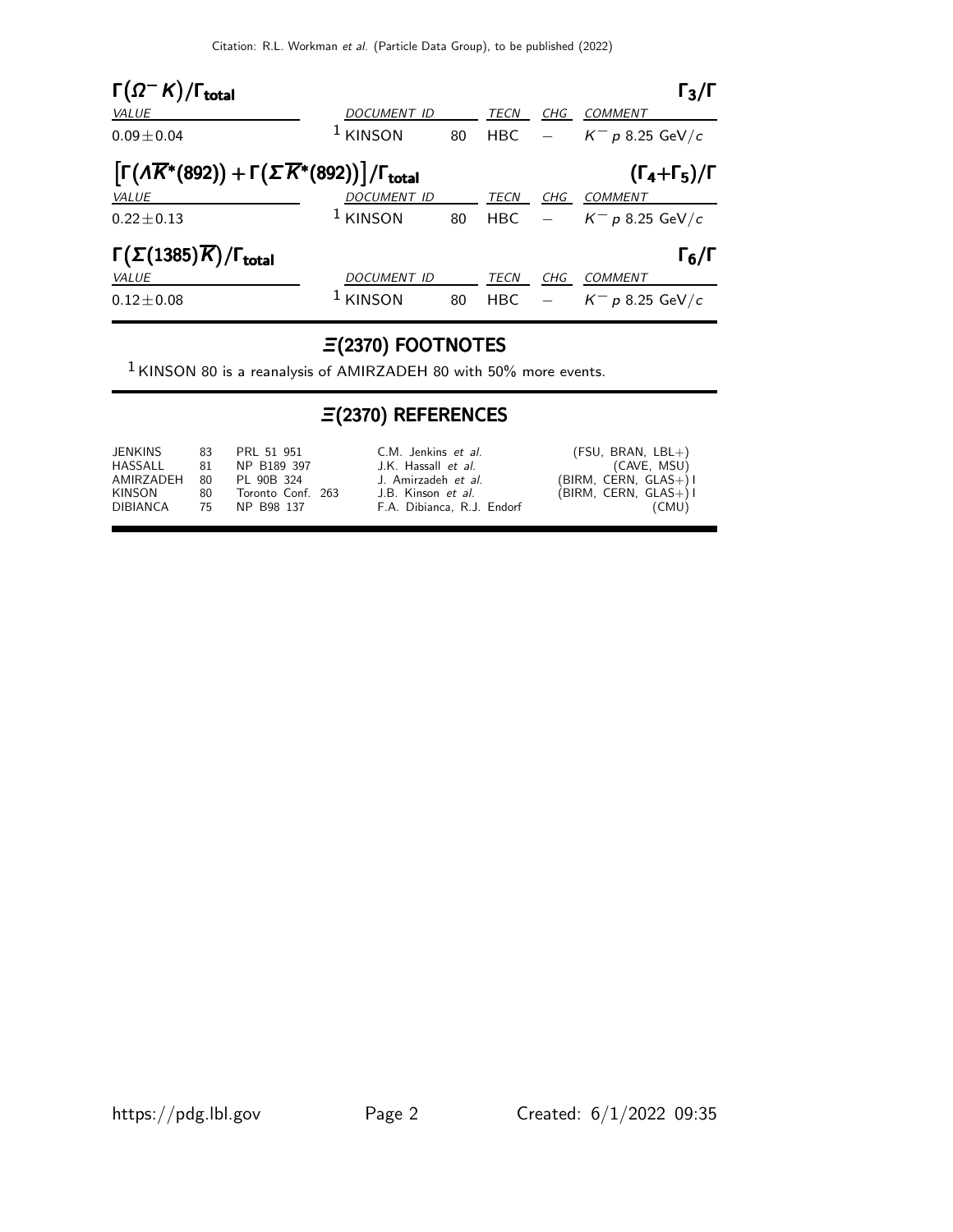### $\Gamma(\Omega^- K)/\Gamma_{total}$ $\Gamma_3/\Gamma$

| VALUE | DOCUMENT ID | | TECN | CHG | COMMENT |
|---|---|---|---|---|---|
| $0.09 \pm 0.04$ | [1] KINSON | 80 | HBC | $-$ | $K^- p$ 8.25 GeV/$c$ |

### $\left[\Gamma(\Lambda \overline{K}^*(892)) + \Gamma(\Sigma \overline{K}^*(892))\right]/\Gamma_{total}$ $(\Gamma_4+\Gamma_5)/\Gamma$

| VALUE | DOCUMENT ID | | TECN | CHG | COMMENT |
|---|---|---|---|---|---|
| $0.22 \pm 0.13$ | [1] KINSON | 80 | HBC | $-$ | $K^- p$ 8.25 GeV/$c$ |

### $\Gamma(\Sigma(1385)\overline{K})/\Gamma_{total}$ $\Gamma_6/\Gamma$

| VALUE | DOCUMENT ID | | TECN | CHG | COMMENT |
|---|---|---|---|---|---|
| $0.12 \pm 0.08$ | [1] KINSON | 80 | HBC | $-$ | $K^- p$ 8.25 GeV/$c$ |

## $\Xi(2370)$ FOOTNOTES

[1] KINSON 80 is a reanalysis of AMIRZADEH 80 with 50% more events.

## $\Xi(2370)$ REFERENCES

| | | | | |
|---|---|---|---|---|
| JENKINS | 83 | PRL 51 951 | C.M. Jenkins *et al.* | (FSU, BRAN, LBL+) |
| HASSALL | 81 | NP B189 397 | J.K. Hassall *et al.* | (CAVE, MSU) |
| AMIRZADEH | 80 | PL 90B 324 | J. Amirzadeh *et al.* | (BIRM, CERN, GLAS+) I |
| KINSON | 80 | Toronto Conf. 263 | J.B. Kinson *et al.* | (BIRM, CERN, GLAS+) I |
| DIBIANCA | 75 | NP B98 137 | F.A. Dibianca, R.J. Endorf | (CMU) |